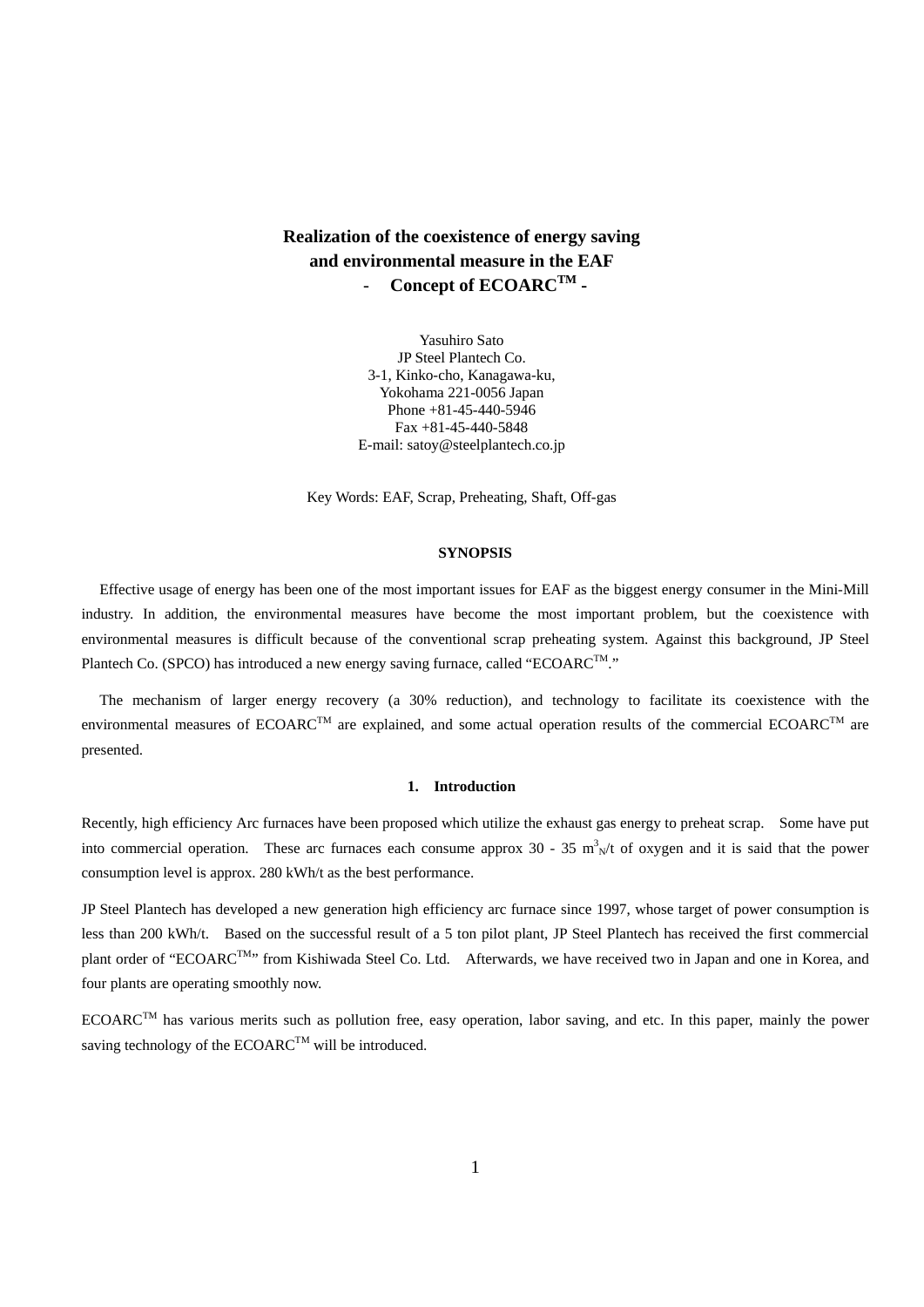# Realization of the coexistence of energy saving and environmental measure in the EAF

## - Concept of ECOARC$^{TM}$ -

Yasuhiro Sato
JP Steel Plantech Co.
3-1, Kinko-cho, Kanagawa-ku,
Yokohama 221-0056 Japan
Phone +81-45-440-5946
Fax +81-45-440-5848
E-mail: satoy@steelplantech.co.jp

Key Words: EAF, Scrap, Preheating, Shaft, Off-gas

### SYNOPSIS

Effective usage of energy has been one of the most important issues for EAF as the biggest energy consumer in the Mini-Mill industry. In addition, the environmental measures have become the most important problem, but the coexistence with environmental measures is difficult because of the conventional scrap preheating system. Against this background, JP Steel Plantech Co. (SPCO) has introduced a new energy saving furnace, called "ECOARC$^{TM}$."

The mechanism of larger energy recovery (a 30% reduction), and technology to facilitate its coexistence with the environmental measures of ECOARC$^{TM}$ are explained, and some actual operation results of the commercial ECOARC$^{TM}$ are presented.

### 1. Introduction

Recently, high efficiency Arc furnaces have been proposed which utilize the exhaust gas energy to preheat scrap. Some have put into commercial operation. These arc furnaces each consume approx 30 - 35 $m^3_N$/t of oxygen and it is said that the power consumption level is approx. 280 kWh/t as the best performance.

JP Steel Plantech has developed a new generation high efficiency arc furnace since 1997, whose target of power consumption is less than 200 kWh/t. Based on the successful result of a 5 ton pilot plant, JP Steel Plantech has received the first commercial plant order of "ECOARC$^{TM}$" from Kishiwada Steel Co. Ltd. Afterwards, we have received two in Japan and one in Korea, and four plants are operating smoothly now.

ECOARC$^{TM}$ has various merits such as pollution free, easy operation, labor saving, and etc. In this paper, mainly the power saving technology of the ECOARC$^{TM}$ will be introduced.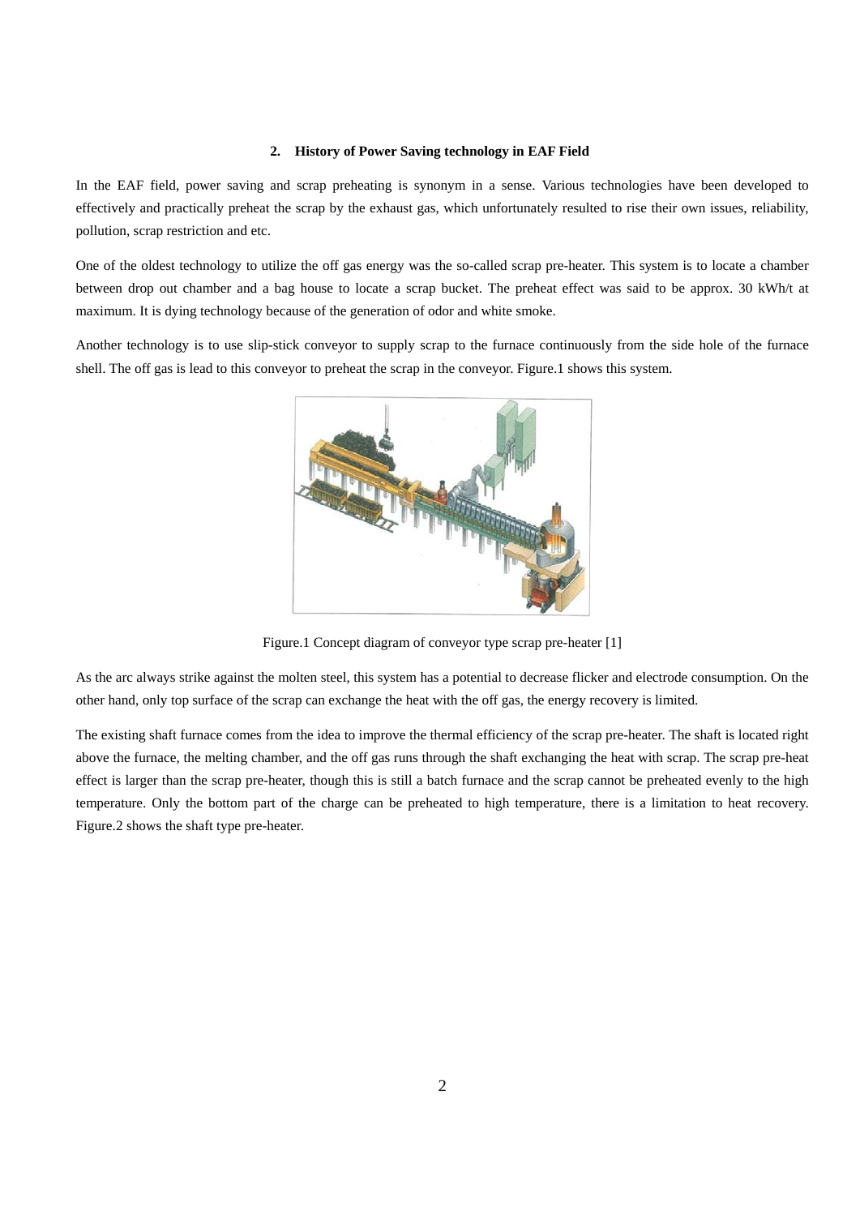## 2. History of Power Saving technology in EAF Field

In the EAF field, power saving and scrap preheating is synonym in a sense. Various technologies have been developed to effectively and practically preheat the scrap by the exhaust gas, which unfortunately resulted to rise their own issues, reliability, pollution, scrap restriction and etc.

One of the oldest technology to utilize the off gas energy was the so-called scrap pre-heater. This system is to locate a chamber between drop out chamber and a bag house to locate a scrap bucket. The preheat effect was said to be approx. 30 kWh/t at maximum. It is dying technology because of the generation of odor and white smoke.

Another technology is to use slip-stick conveyor to supply scrap to the furnace continuously from the side hole of the furnace shell. The off gas is lead to this conveyor to preheat the scrap in the conveyor. Figure.1 shows this system.

Figure.1 Concept diagram of conveyor type scrap pre-heater [1]

As the arc always strike against the molten steel, this system has a potential to decrease flicker and electrode consumption. On the other hand, only top surface of the scrap can exchange the heat with the off gas, the energy recovery is limited.

The existing shaft furnace comes from the idea to improve the thermal efficiency of the scrap pre-heater. The shaft is located right above the furnace, the melting chamber, and the off gas runs through the shaft exchanging the heat with scrap. The scrap pre-heat effect is larger than the scrap pre-heater, though this is still a batch furnace and the scrap cannot be preheated evenly to the high temperature. Only the bottom part of the charge can be preheated to high temperature, there is a limitation to heat recovery. Figure.2 shows the shaft type pre-heater.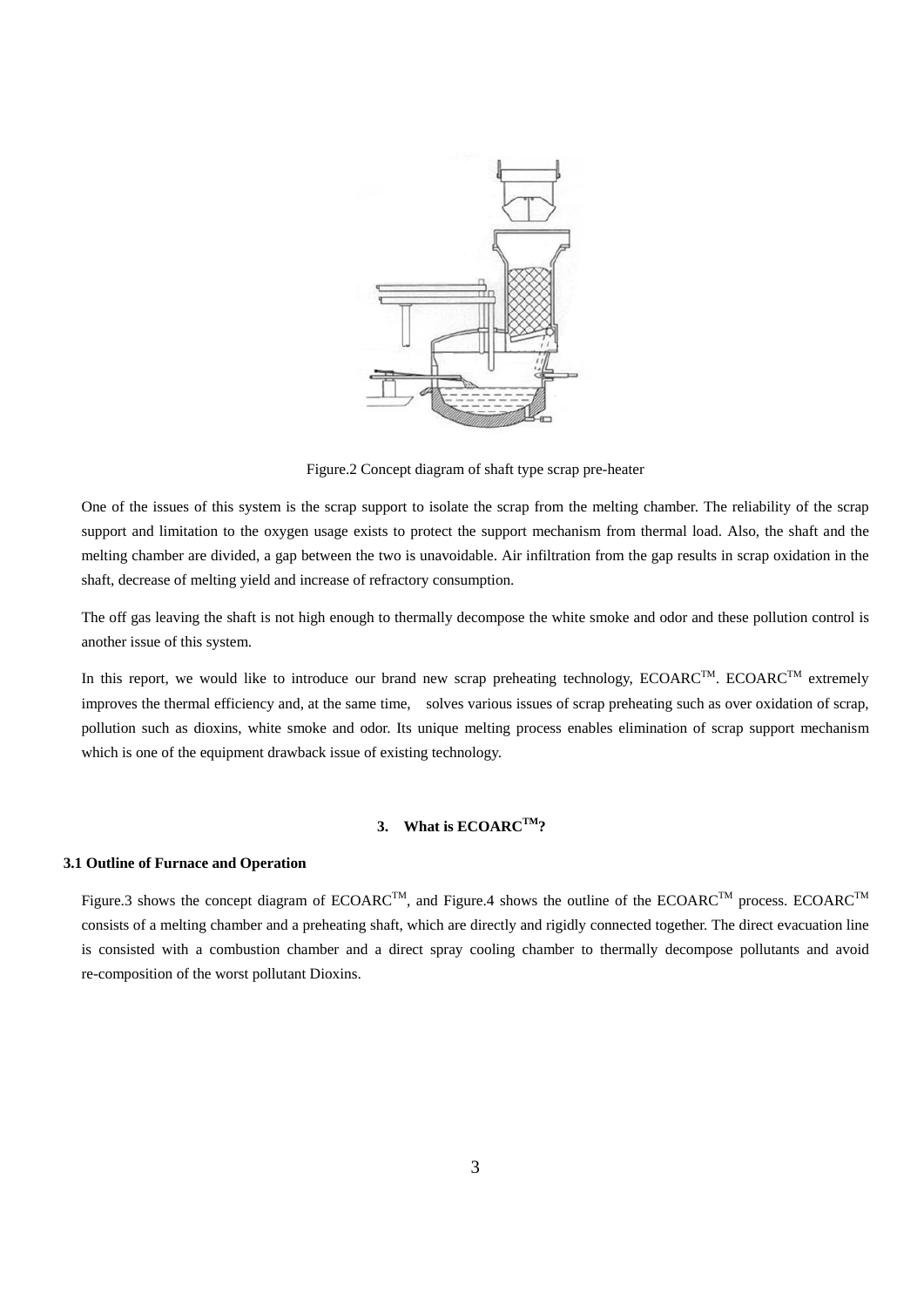Figure.2 Concept diagram of shaft type scrap pre-heater

One of the issues of this system is the scrap support to isolate the scrap from the melting chamber. The reliability of the scrap support and limitation to the oxygen usage exists to protect the support mechanism from thermal load. Also, the shaft and the melting chamber are divided, a gap between the two is unavoidable. Air infiltration from the gap results in scrap oxidation in the shaft, decrease of melting yield and increase of refractory consumption.

The off gas leaving the shaft is not high enough to thermally decompose the white smoke and odor and these pollution control is another issue of this system.

In this report, we would like to introduce our brand new scrap preheating technology, ECOARC™. ECOARC™ extremely improves the thermal efficiency and, at the same time, solves various issues of scrap preheating such as over oxidation of scrap, pollution such as dioxins, white smoke and odor. Its unique melting process enables elimination of scrap support mechanism which is one of the equipment drawback issue of existing technology.

## 3. What is ECOARC™?

### 3.1 Outline of Furnace and Operation

Figure.3 shows the concept diagram of ECOARC™, and Figure.4 shows the outline of the ECOARC™ process. ECOARC™ consists of a melting chamber and a preheating shaft, which are directly and rigidly connected together. The direct evacuation line is consisted with a combustion chamber and a direct spray cooling chamber to thermally decompose pollutants and avoid re-composition of the worst pollutant Dioxins.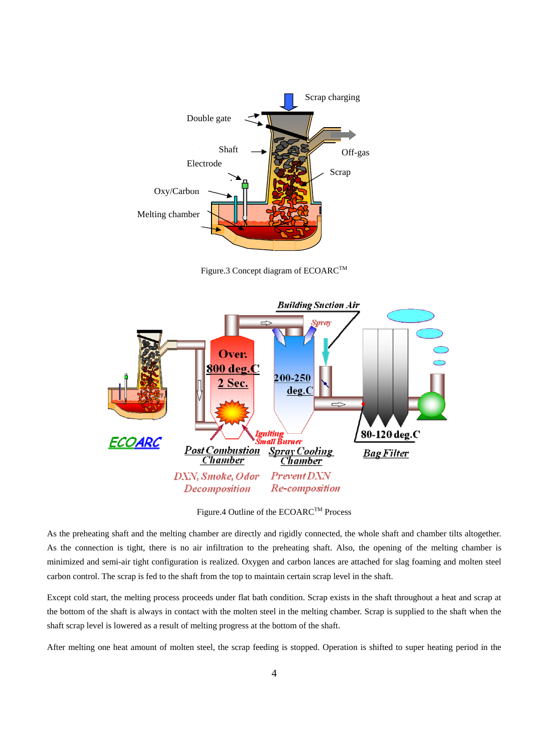Figure.3 Concept diagram of ECOARC™

Figure.4 Outline of the ECOARC™ Process

As the preheating shaft and the melting chamber are directly and rigidly connected, the whole shaft and chamber tilts altogether. As the connection is tight, there is no air infiltration to the preheating shaft. Also, the opening of the melting chamber is minimized and semi-air tight configuration is realized. Oxygen and carbon lances are attached for slag foaming and molten steel carbon control. The scrap is fed to the shaft from the top to maintain certain scrap level in the shaft.

Except cold start, the melting process proceeds under flat bath condition. Scrap exists in the shaft throughout a heat and scrap at the bottom of the shaft is always in contact with the molten steel in the melting chamber. Scrap is supplied to the shaft when the shaft scrap level is lowered as a result of melting progress at the bottom of the shaft.

After melting one heat amount of molten steel, the scrap feeding is stopped. Operation is shifted to super heating period in the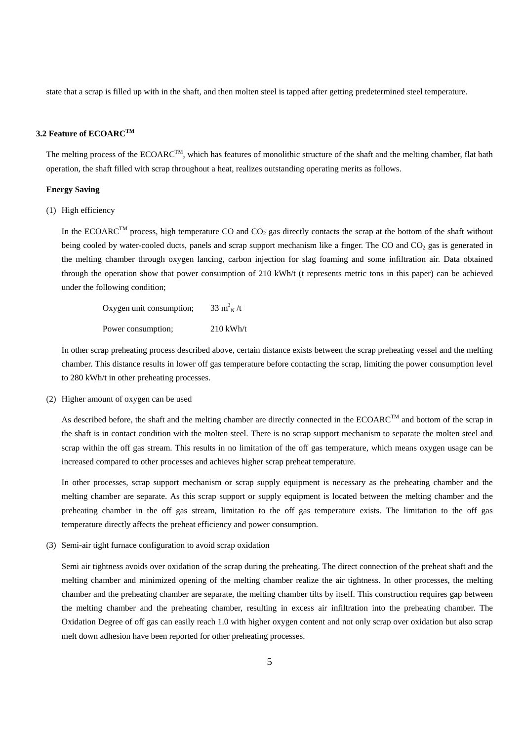state that a scrap is filled up with in the shaft, and then molten steel is tapped after getting predetermined steel temperature.

### 3.2 Feature of ECOARC™

The melting process of the ECOARC™, which has features of monolithic structure of the shaft and the melting chamber, flat bath operation, the shaft filled with scrap throughout a heat, realizes outstanding operating merits as follows.

**Energy Saving**

(1) High efficiency

In the ECOARC™ process, high temperature CO and $CO_2$ gas directly contacts the scrap at the bottom of the shaft without being cooled by water-cooled ducts, panels and scrap support mechanism like a finger. The CO and $CO_2$ gas is generated in the melting chamber through oxygen lancing, carbon injection for slag foaming and some infiltration air. Data obtained through the operation show that power consumption of 210 kWh/t (t represents metric tons in this paper) can be achieved under the following condition;

Oxygen unit consumption; 33 $m^3_N$ /t

Power consumption; 210 kWh/t

In other scrap preheating process described above, certain distance exists between the scrap preheating vessel and the melting chamber. This distance results in lower off gas temperature before contacting the scrap, limiting the power consumption level to 280 kWh/t in other preheating processes.

(2) Higher amount of oxygen can be used

As described before, the shaft and the melting chamber are directly connected in the ECOARC™ and bottom of the scrap in the shaft is in contact condition with the molten steel. There is no scrap support mechanism to separate the molten steel and scrap within the off gas stream. This results in no limitation of the off gas temperature, which means oxygen usage can be increased compared to other processes and achieves higher scrap preheat temperature.

In other processes, scrap support mechanism or scrap supply equipment is necessary as the preheating chamber and the melting chamber are separate. As this scrap support or supply equipment is located between the melting chamber and the preheating chamber in the off gas stream, limitation to the off gas temperature exists. The limitation to the off gas temperature directly affects the preheat efficiency and power consumption.

(3) Semi-air tight furnace configuration to avoid scrap oxidation

Semi air tightness avoids over oxidation of the scrap during the preheating. The direct connection of the preheat shaft and the melting chamber and minimized opening of the melting chamber realize the air tightness. In other processes, the melting chamber and the preheating chamber are separate, the melting chamber tilts by itself. This construction requires gap between the melting chamber and the preheating chamber, resulting in excess air infiltration into the preheating chamber. The Oxidation Degree of off gas can easily reach 1.0 with higher oxygen content and not only scrap over oxidation but also scrap melt down adhesion have been reported for other preheating processes.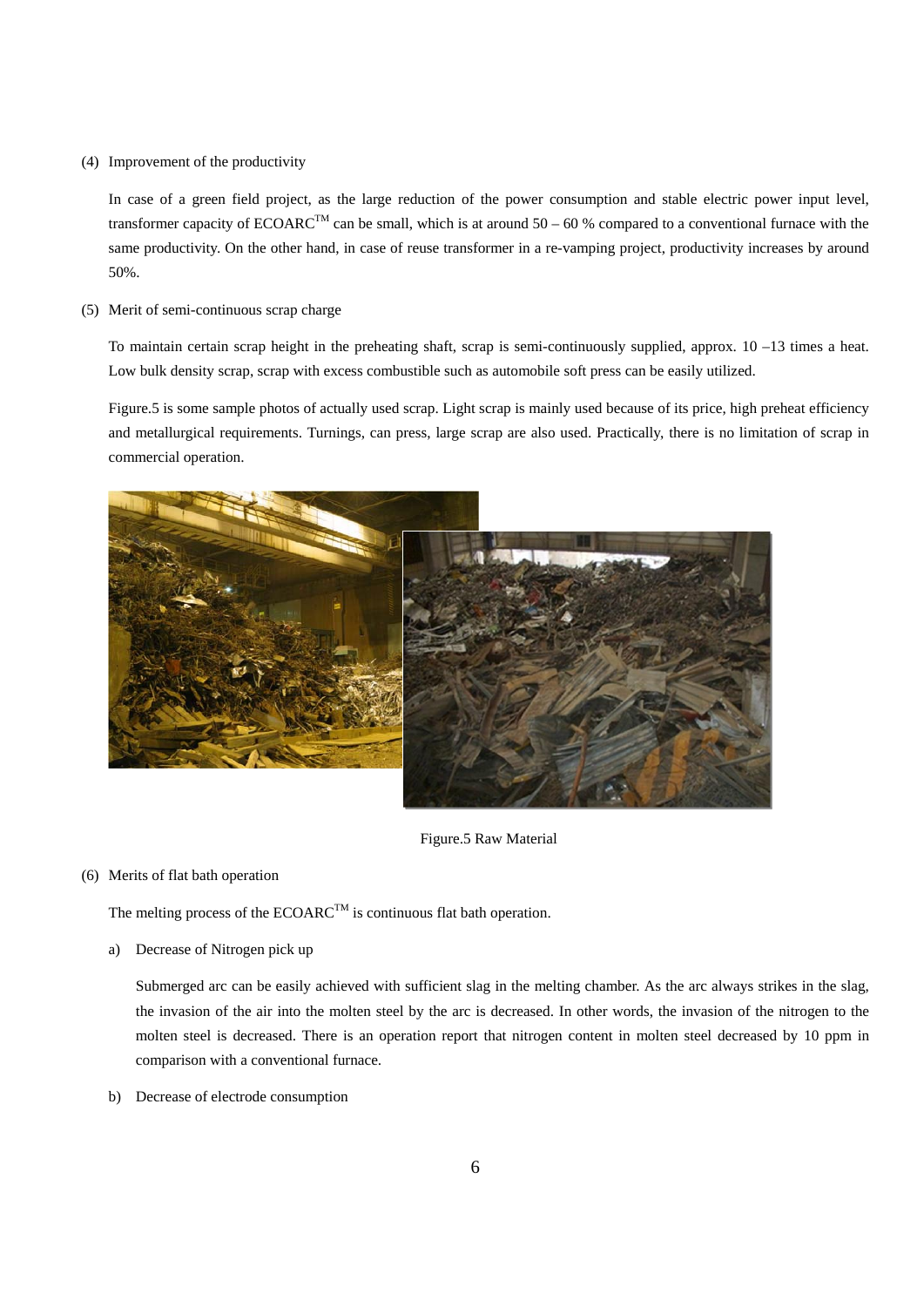(4) Improvement of the productivity

In case of a green field project, as the large reduction of the power consumption and stable electric power input level, transformer capacity of ECOARC$^{TM}$ can be small, which is at around 50 – 60 % compared to a conventional furnace with the same productivity. On the other hand, in case of reuse transformer in a re-vamping project, productivity increases by around 50%.

(5) Merit of semi-continuous scrap charge

To maintain certain scrap height in the preheating shaft, scrap is semi-continuously supplied, approx. 10 –13 times a heat. Low bulk density scrap, scrap with excess combustible such as automobile soft press can be easily utilized.

Figure.5 is some sample photos of actually used scrap. Light scrap is mainly used because of its price, high preheat efficiency and metallurgical requirements. Turnings, can press, large scrap are also used. Practically, there is no limitation of scrap in commercial operation.

Figure.5 Raw Material

(6) Merits of flat bath operation

The melting process of the ECOARC$^{TM}$ is continuous flat bath operation.

a) Decrease of Nitrogen pick up

Submerged arc can be easily achieved with sufficient slag in the melting chamber. As the arc always strikes in the slag, the invasion of the air into the molten steel by the arc is decreased. In other words, the invasion of the nitrogen to the molten steel is decreased. There is an operation report that nitrogen content in molten steel decreased by 10 ppm in comparison with a conventional furnace.

b) Decrease of electrode consumption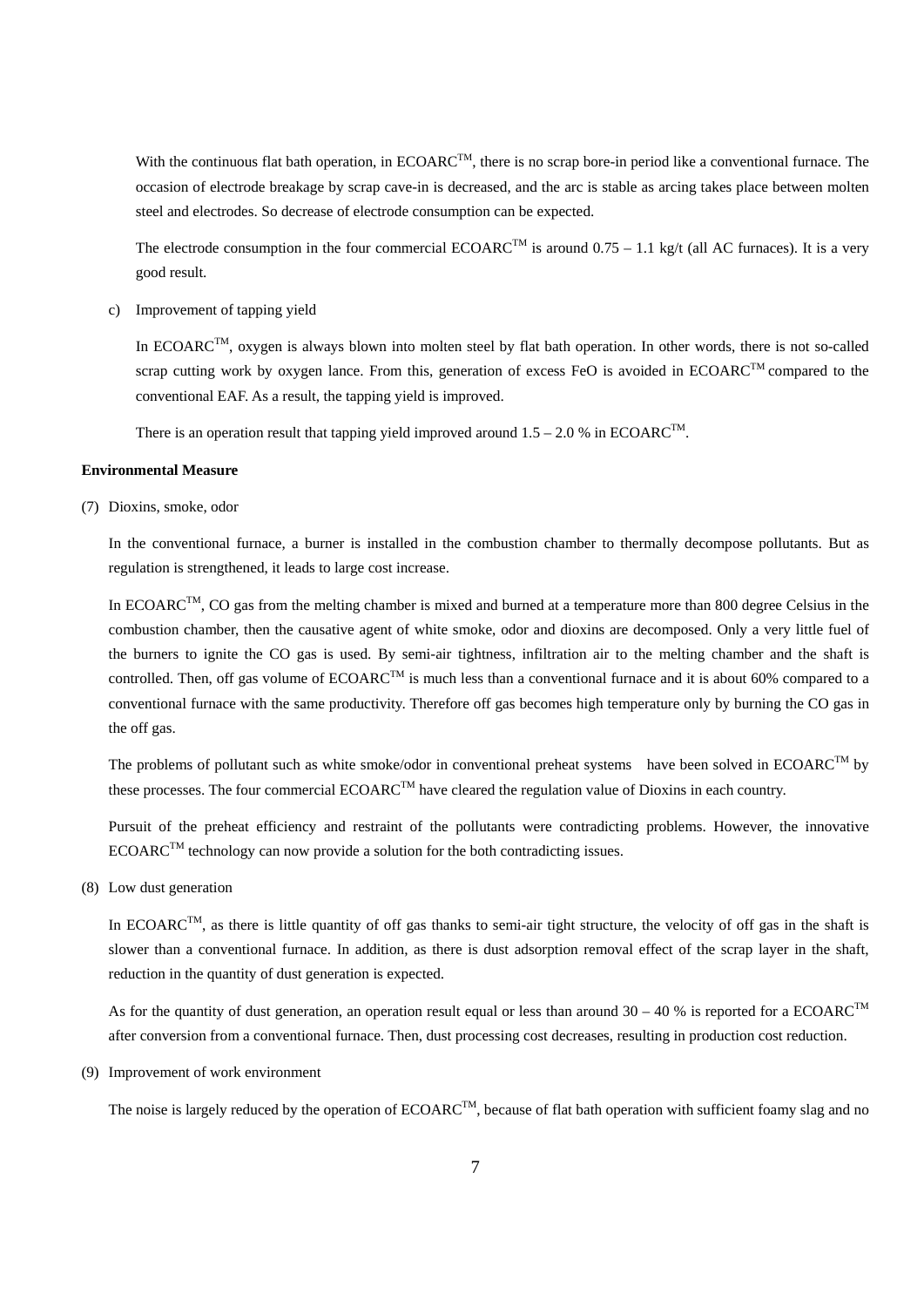With the continuous flat bath operation, in ECOARC™, there is no scrap bore-in period like a conventional furnace. The occasion of electrode breakage by scrap cave-in is decreased, and the arc is stable as arcing takes place between molten steel and electrodes. So decrease of electrode consumption can be expected.

The electrode consumption in the four commercial ECOARC™ is around 0.75 – 1.1 kg/t (all AC furnaces). It is a very good result.

c) Improvement of tapping yield

In ECOARC™, oxygen is always blown into molten steel by flat bath operation. In other words, there is not so-called scrap cutting work by oxygen lance. From this, generation of excess FeO is avoided in ECOARC™ compared to the conventional EAF. As a result, the tapping yield is improved.

There is an operation result that tapping yield improved around 1.5 – 2.0 % in ECOARC™.

**Environmental Measure**

(7) Dioxins, smoke, odor

In the conventional furnace, a burner is installed in the combustion chamber to thermally decompose pollutants. But as regulation is strengthened, it leads to large cost increase.

In ECOARC™, CO gas from the melting chamber is mixed and burned at a temperature more than 800 degree Celsius in the combustion chamber, then the causative agent of white smoke, odor and dioxins are decomposed. Only a very little fuel of the burners to ignite the CO gas is used. By semi-air tightness, infiltration air to the melting chamber and the shaft is controlled. Then, off gas volume of ECOARC™ is much less than a conventional furnace and it is about 60% compared to a conventional furnace with the same productivity. Therefore off gas becomes high temperature only by burning the CO gas in the off gas.

The problems of pollutant such as white smoke/odor in conventional preheat systems have been solved in ECOARC™ by these processes. The four commercial ECOARC™ have cleared the regulation value of Dioxins in each country.

Pursuit of the preheat efficiency and restraint of the pollutants were contradicting problems. However, the innovative ECOARC™ technology can now provide a solution for the both contradicting issues.

(8) Low dust generation

In ECOARC™, as there is little quantity of off gas thanks to semi-air tight structure, the velocity of off gas in the shaft is slower than a conventional furnace. In addition, as there is dust adsorption removal effect of the scrap layer in the shaft, reduction in the quantity of dust generation is expected.

As for the quantity of dust generation, an operation result equal or less than around 30 – 40 % is reported for a ECOARC™ after conversion from a conventional furnace. Then, dust processing cost decreases, resulting in production cost reduction.

(9) Improvement of work environment

The noise is largely reduced by the operation of ECOARC™, because of flat bath operation with sufficient foamy slag and no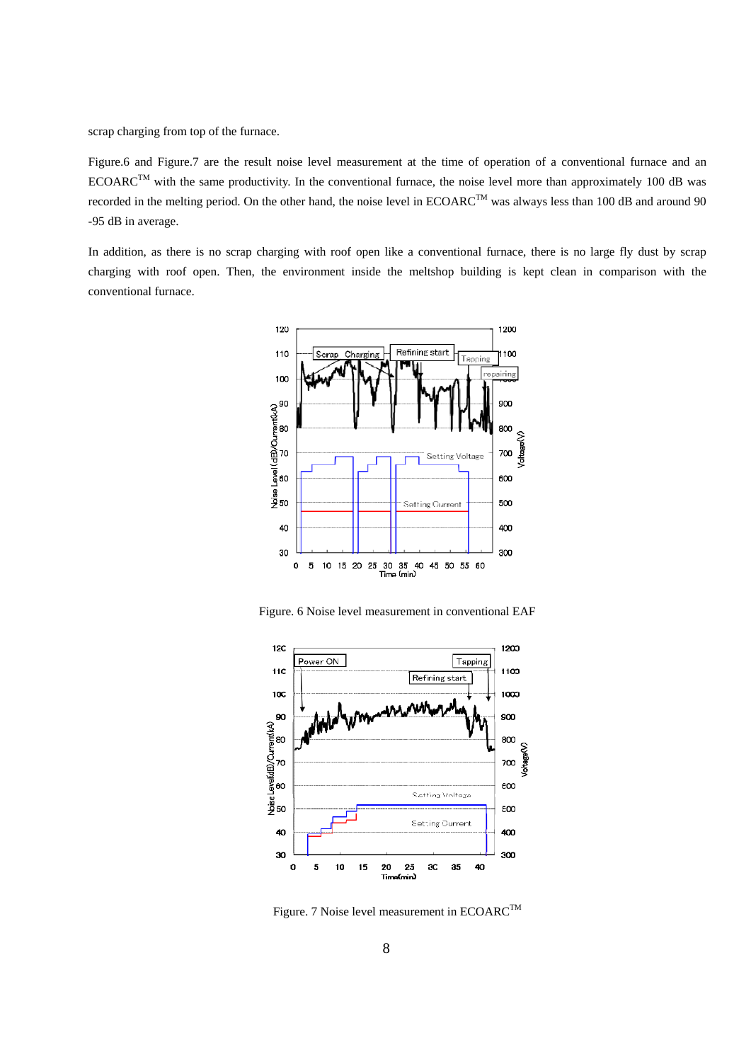scrap charging from top of the furnace.

Figure.6 and Figure.7 are the result noise level measurement at the time of operation of a conventional furnace and an ECOARC[TM] with the same productivity. In the conventional furnace, the noise level more than approximately 100 dB was recorded in the melting period. On the other hand, the noise level in ECOARC[TM] was always less than 100 dB and around 90 -95 dB in average.

In addition, as there is no scrap charging with roof open like a conventional furnace, there is no large fly dust by scrap charging with roof open. Then, the environment inside the meltshop building is kept clean in comparison with the conventional furnace.

Figure. 6 Noise level measurement in conventional EAF

Figure. 7 Noise level measurement in ECOARC[TM]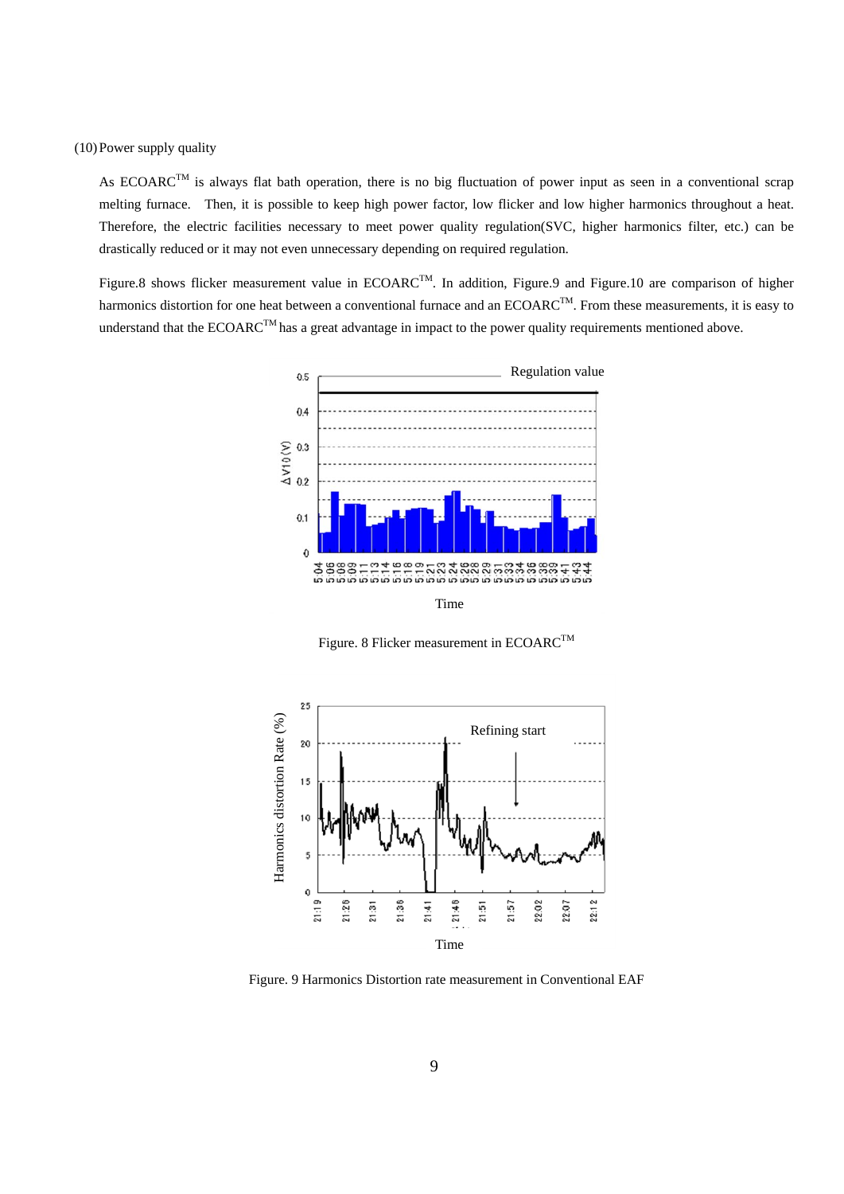(10) Power supply quality

As ECOARC$^{TM}$ is always flat bath operation, there is no big fluctuation of power input as seen in a conventional scrap melting furnace. Then, it is possible to keep high power factor, low flicker and low higher harmonics throughout a heat. Therefore, the electric facilities necessary to meet power quality regulation(SVC, higher harmonics filter, etc.) can be drastically reduced or it may not even unnecessary depending on required regulation.

Figure.8 shows flicker measurement value in ECOARC$^{TM}$. In addition, Figure.9 and Figure.10 are comparison of higher harmonics distortion for one heat between a conventional furnace and an ECOARC$^{TM}$. From these measurements, it is easy to understand that the ECOARC$^{TM}$ has a great advantage in impact to the power quality requirements mentioned above.

Figure. 8 Flicker measurement in ECOARC$^{TM}$

Figure. 9 Harmonics Distortion rate measurement in Conventional EAF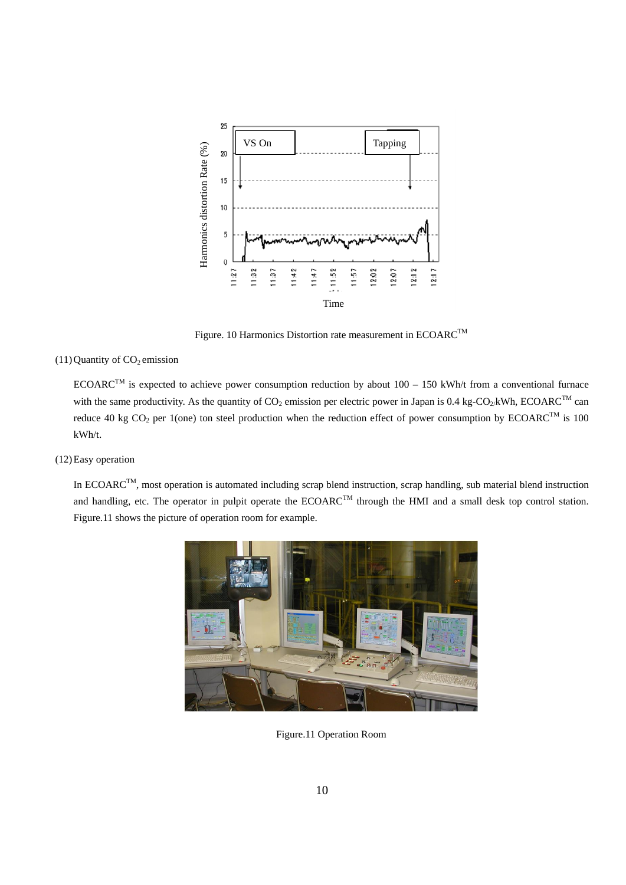Figure. 10 Harmonics Distortion rate measurement in ECOARC[TM]

(11) Quantity of $CO_2$ emission

ECOARC[TM] is expected to achieve power consumption reduction by about 100 – 150 kWh/t from a conventional furnace with the same productivity. As the quantity of $CO_2$ emission per electric power in Japan is 0.4 kg-$CO_2$/kWh, ECOARC[TM] can reduce 40 kg $CO_2$ per 1(one) ton steel production when the reduction effect of power consumption by ECOARC[TM] is 100 kWh/t.

(12) Easy operation

In ECOARC[TM], most operation is automated including scrap blend instruction, scrap handling, sub material blend instruction and handling, etc. The operator in pulpit operate the ECOARC[TM] through the HMI and a small desk top control station. Figure.11 shows the picture of operation room for example.

Figure.11 Operation Room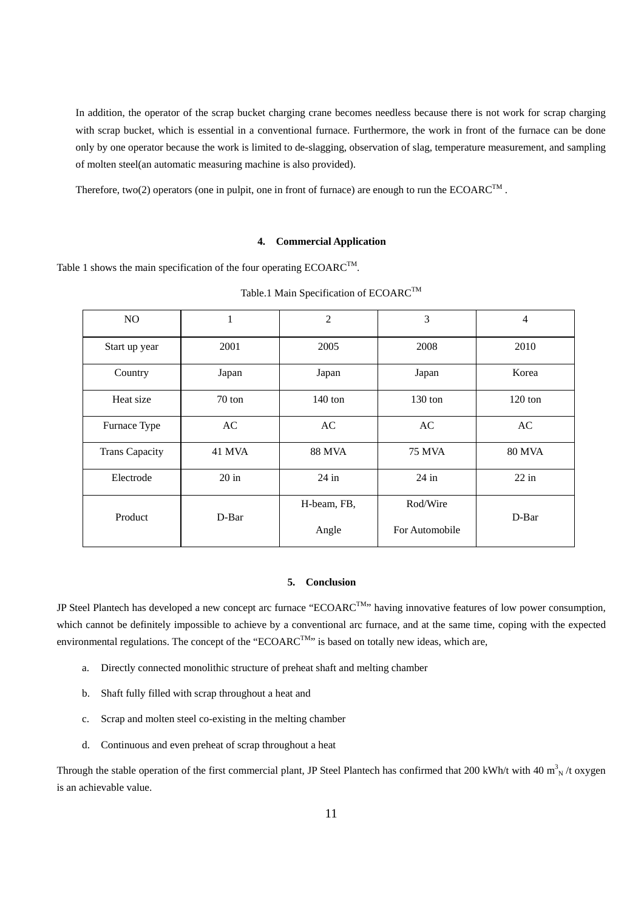In addition, the operator of the scrap bucket charging crane becomes needless because there is not work for scrap charging with scrap bucket, which is essential in a conventional furnace. Furthermore, the work in front of the furnace can be done only by one operator because the work is limited to de-slagging, observation of slag, temperature measurement, and sampling of molten steel(an automatic measuring machine is also provided).

Therefore, two(2) operators (one in pulpit, one in front of furnace) are enough to run the ECOARC™ .

## 4. Commercial Application

Table 1 shows the main specification of the four operating ECOARC™.

Table.1 Main Specification of ECOARC™

| NO | 1 | 2 | 3 | 4 |
|---|---|---|---|---|
| Start up year | 2001 | 2005 | 2008 | 2010 |
| Country | Japan | Japan | Japan | Korea |
| Heat size | 70 ton | 140 ton | 130 ton | 120 ton |
| Furnace Type | AC | AC | AC | AC |
| Trans Capacity | 41 MVA | 88 MVA | 75 MVA | 80 MVA |
| Electrode | 20 in | 24 in | 24 in | 22 in |
| Product | D-Bar | H-beam, FB, Angle | Rod/Wire For Automobile | D-Bar |

## 5. Conclusion

JP Steel Plantech has developed a new concept arc furnace "ECOARC™" having innovative features of low power consumption, which cannot be definitely impossible to achieve by a conventional arc furnace, and at the same time, coping with the expected environmental regulations. The concept of the "ECOARC™" is based on totally new ideas, which are,

a. Directly connected monolithic structure of preheat shaft and melting chamber

b. Shaft fully filled with scrap throughout a heat and

c. Scrap and molten steel co-existing in the melting chamber

d. Continuous and even preheat of scrap throughout a heat

Through the stable operation of the first commercial plant, JP Steel Plantech has confirmed that 200 kWh/t with 40 $m^3_N$ /t oxygen is an achievable value.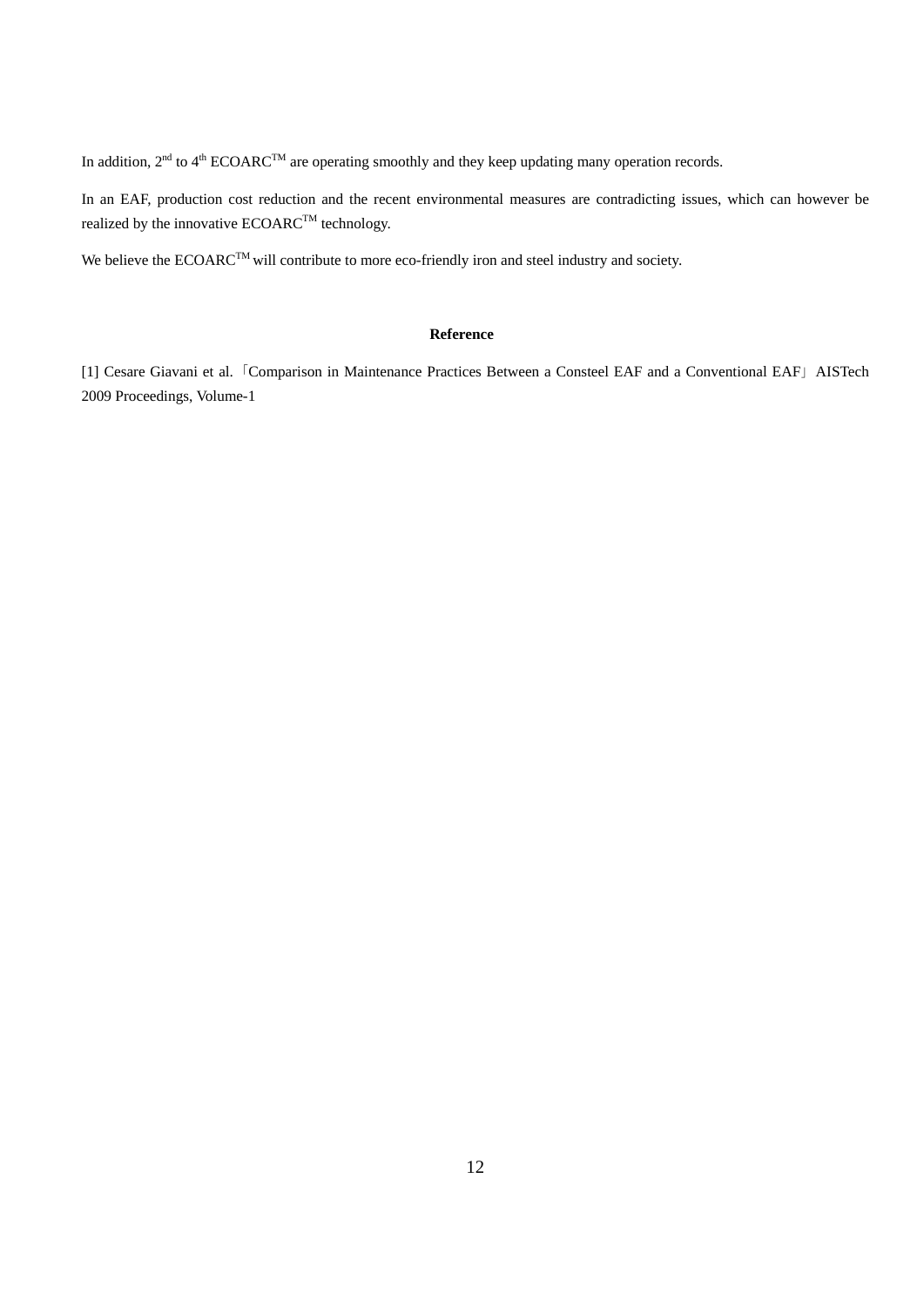In addition, 2nd to 4th ECOARC™ are operating smoothly and they keep updating many operation records.

In an EAF, production cost reduction and the recent environmental measures are contradicting issues, which can however be realized by the innovative ECOARC™ technology.

We believe the ECOARC™ will contribute to more eco-friendly iron and steel industry and society.

**Reference**

[1] Cesare Giavani et al.「Comparison in Maintenance Practices Between a Consteel EAF and a Conventional EAF」AISTech 2009 Proceedings, Volume-1